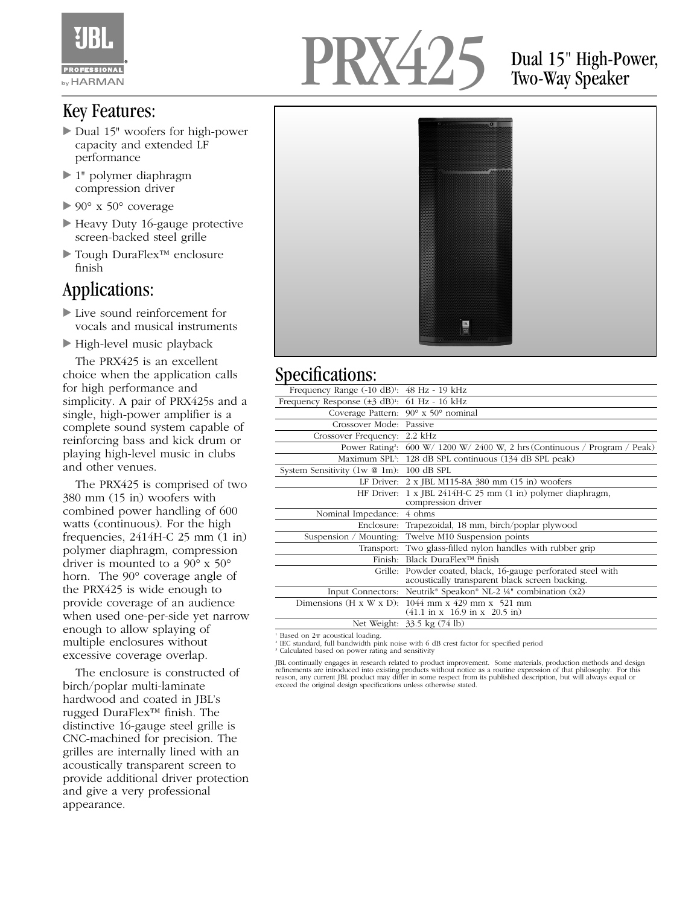JBL PROFESSIONAL by HARMAN

# PRX425

Dual 15" High-Power, Two-Way Speaker

## Key Features:

- Dual 15" woofers for high-power capacity and extended LF performance
- 1" polymer diaphragm compression driver
- 90° x 50° coverage
- Heavy Duty 16-gauge protective screen-backed steel grille
- Tough DuraFlex™ enclosure finish

## Applications:

- Live sound reinforcement for vocals and musical instruments
- High-level music playback

The PRX425 is an excellent choice when the application calls for high performance and simplicity. A pair of PRX425s and a single, high-power amplifier is a complete sound system capable of reinforcing bass and kick drum or playing high-level music in clubs and other venues.

The PRX425 is comprised of two 380 mm (15 in) woofers with combined power handling of 600 watts (continuous). For the high frequencies, 2414H-C 25 mm (1 in) polymer diaphragm, compression driver is mounted to a 90° x 50° horn. The 90° coverage angle of the PRX425 is wide enough to provide coverage of an audience when used one-per-side yet narrow enough to allow splaying of multiple enclosures without excessive coverage overlap.

The enclosure is constructed of birch/poplar multi-laminate hardwood and coated in JBL's rugged DuraFlex™ finish. The distinctive 16-gauge steel grille is CNC-machined for precision. The grilles are internally lined with an acoustically transparent screen to provide additional driver protection and give a very professional appearance.

## Specifications:

| | |
|---|---|
| Frequency Range (-10 dB)[1]: | 48 Hz - 19 kHz |
| Frequency Response (±3 dB)[1]: | 61 Hz - 16 kHz |
| Coverage Pattern: | 90° x 50° nominal |
| Crossover Mode: | Passive |
| Crossover Frequency: | 2.2 kHz |
| Power Rating[2]: | 600 W/ 1200 W/ 2400 W, 2 hrs (Continuous / Program / Peak) |
| Maximum SPL[3]: | 128 dB SPL continuous (134 dB SPL peak) |
| System Sensitivity (1w @ 1m): | 100 dB SPL |
| LF Driver: | 2 x JBL M115-8A 380 mm (15 in) woofers |
| HF Driver: | 1 x JBL 2414H-C 25 mm (1 in) polymer diaphragm, compression driver |
| Nominal Impedance: | 4 ohms |
| Enclosure: | Trapezoidal, 18 mm, birch/poplar plywood |
| Suspension / Mounting: | Twelve M10 Suspension points |
| Transport: | Two glass-filled nylon handles with rubber grip |
| Finish: | Black DuraFlex™ finish |
| Grille: | Powder coated, black, 16-gauge perforated steel with acoustically transparent black screen backing. |
| Input Connectors: | Neutrik® Speakon® NL-2 ¼" combination (x2) |
| Dimensions (H x W x D): | 1044 mm x 429 mm x 521 mm (41.1 in x 16.9 in x 20.5 in) |
| Net Weight: | 33.5 kg (74 lb) |

[1] Based on $2\pi$ acoustical loading.
[2] IEC standard, full bandwidth pink noise with 6 dB crest factor for specified period
[3] Calculated based on power rating and sensitivity

JBL continually engages in research related to product improvement. Some materials, production methods and design refinements are introduced into existing products without notice as a routine expression of that philosophy. For this reason, any current JBL product may differ in some respect from its published description, but will always equal or exceed the original design specifications unless otherwise stated.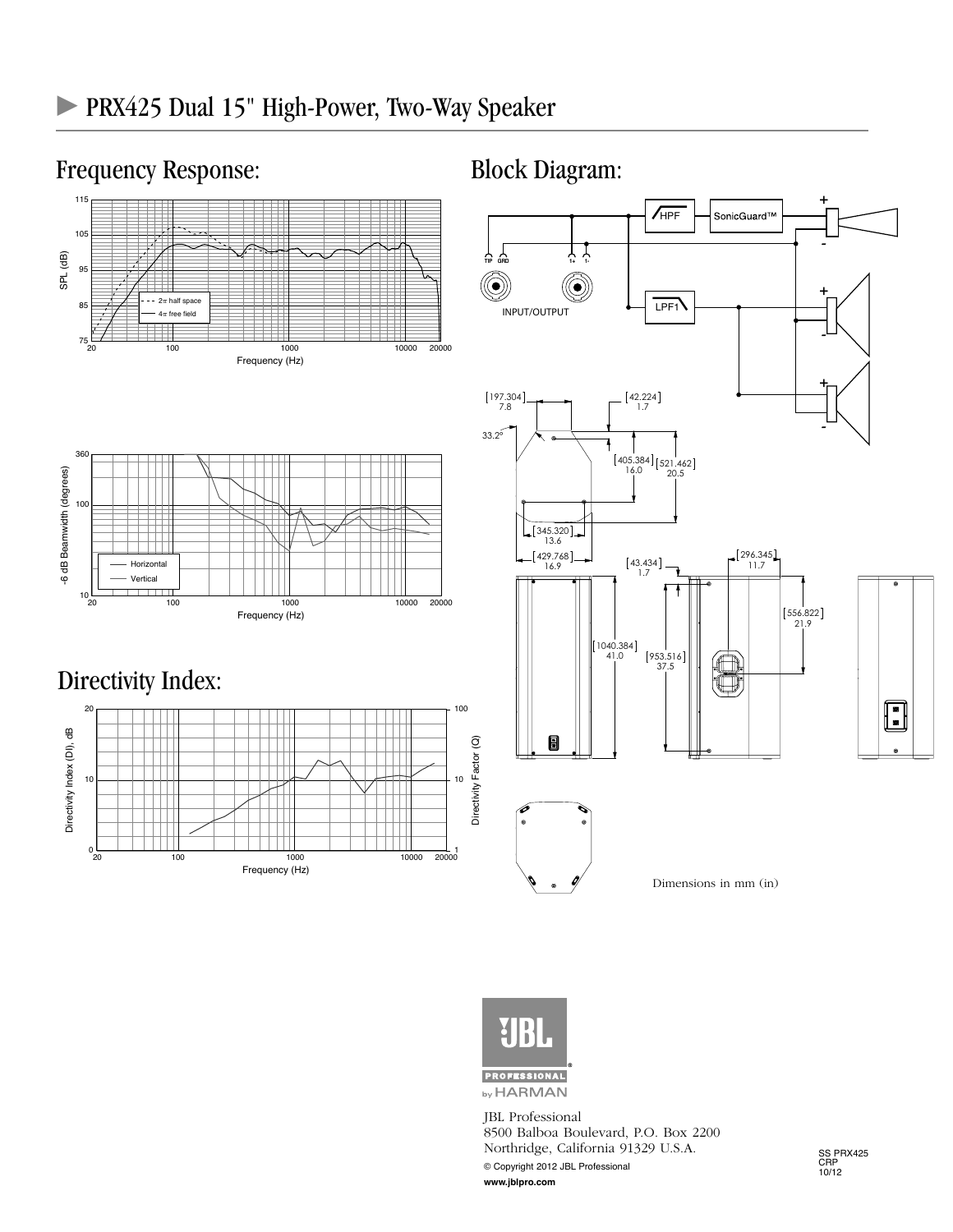# ► PRX425 Dual 15" High-Power, Two-Way Speaker

## Frequency Response:

115
105
95
85
75
SPL (dB)
20 100 1000 10000 20000
Frequency (Hz)
2π half space
4π free field

360
100
10
-6 dB Beamwidth (degrees)
20 100 1000 10000 20000
Frequency (Hz)
Horizontal
Vertical

## Directivity Index:

20
10
0
Directivity Index (DI), dB
100
10
1
Directivity Factor (Q)
20 100 1000 10000 20000
Frequency (Hz)

## Block Diagram:

HPF
SonicGuard™
LPF1
TIP GND
1+ 1-
INPUT/OUTPUT
+
-

[197.304] 7.8
[42.224] 1.7
33.2°
[405.384] 16.0
[521.462] 20.5
[345.320] 13.6
[429.768] 16.9
[43.434] 1.7
[296.345] 11.7
[556.822] 21.9
[1040.384] 41.0
[953.516] 37.5

Dimensions in mm (in)

JBL Professional
8500 Balboa Boulevard, P.O. Box 2200
Northridge, California 91329 U.S.A.

© Copyright 2012 JBL Professional

**www.jblpro.com**

SS PRX425
CRP
10/12